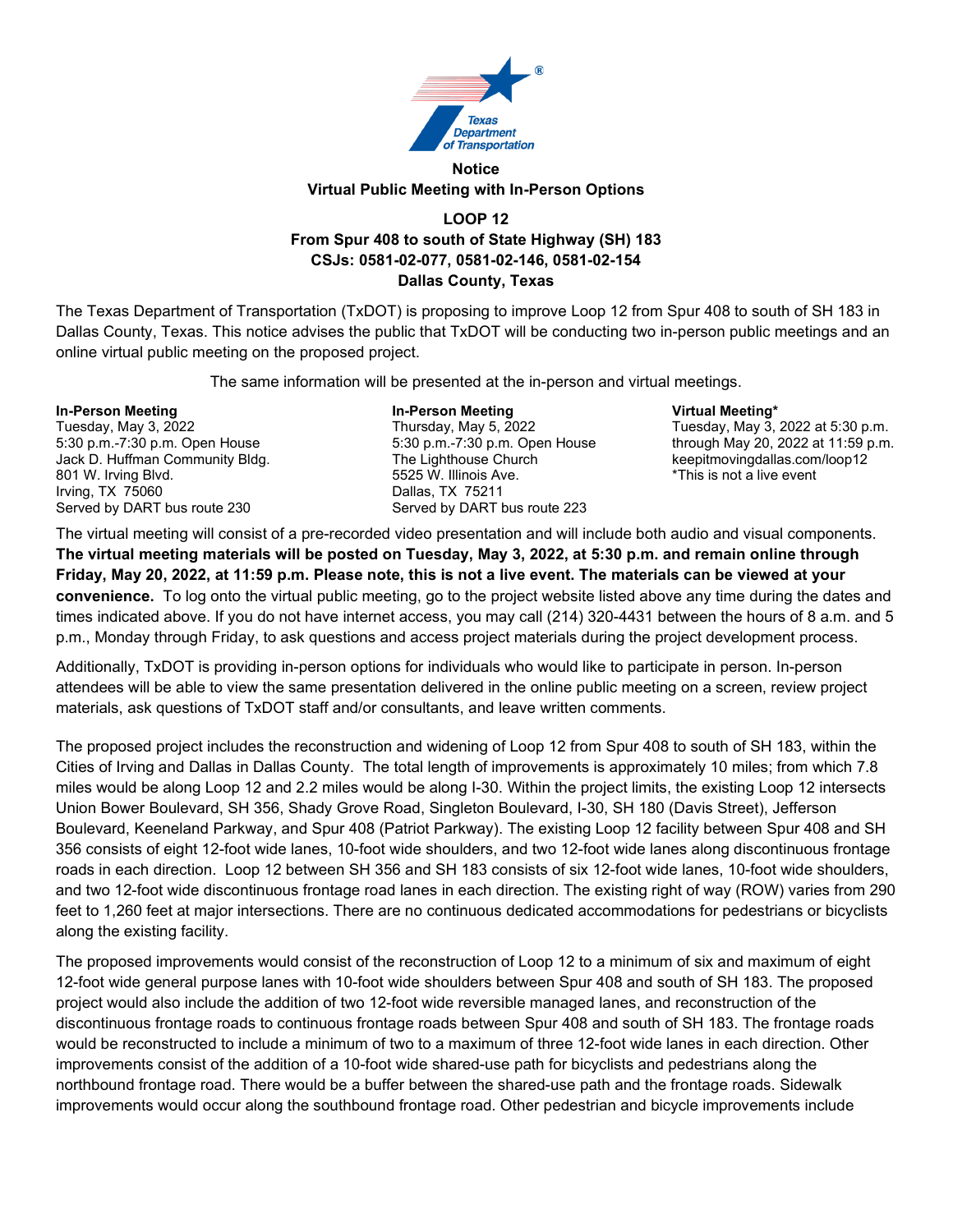**Notice**
**Virtual Public Meeting with In-Person Options**

**LOOP 12**
**From Spur 408 to south of State Highway (SH) 183**
**CSJs: 0581-02-077, 0581-02-146, 0581-02-154**
**Dallas County, Texas**

The Texas Department of Transportation (TxDOT) is proposing to improve Loop 12 from Spur 408 to south of SH 183 in Dallas County, Texas. This notice advises the public that TxDOT will be conducting two in-person public meetings and an online virtual public meeting on the proposed project.

The same information will be presented at the in-person and virtual meetings.

**In-Person Meeting**
Tuesday, May 3, 2022
5:30 p.m.-7:30 p.m. Open House
Jack D. Huffman Community Bldg.
801 W. Irving Blvd.
Irving, TX 75060
Served by DART bus route 230

**In-Person Meeting**
Thursday, May 5, 2022
5:30 p.m.-7:30 p.m. Open House
The Lighthouse Church
5525 W. Illinois Ave.
Dallas, TX 75211
Served by DART bus route 223

**Virtual Meeting***
Tuesday, May 3, 2022 at 5:30 p.m.
through May 20, 2022 at 11:59 p.m.
keepitmovingdallas.com/loop12
*This is not a live event

The virtual meeting will consist of a pre-recorded video presentation and will include both audio and visual components. **The virtual meeting materials will be posted on Tuesday, May 3, 2022, at 5:30 p.m. and remain online through Friday, May 20, 2022, at 11:59 p.m. Please note, this is not a live event. The materials can be viewed at your convenience.** To log onto the virtual public meeting, go to the project website listed above any time during the dates and times indicated above. If you do not have internet access, you may call (214) 320-4431 between the hours of 8 a.m. and 5 p.m., Monday through Friday, to ask questions and access project materials during the project development process.

Additionally, TxDOT is providing in-person options for individuals who would like to participate in person. In-person attendees will be able to view the same presentation delivered in the online public meeting on a screen, review project materials, ask questions of TxDOT staff and/or consultants, and leave written comments.

The proposed project includes the reconstruction and widening of Loop 12 from Spur 408 to south of SH 183, within the Cities of Irving and Dallas in Dallas County. The total length of improvements is approximately 10 miles; from which 7.8 miles would be along Loop 12 and 2.2 miles would be along I-30. Within the project limits, the existing Loop 12 intersects Union Bower Boulevard, SH 356, Shady Grove Road, Singleton Boulevard, I-30, SH 180 (Davis Street), Jefferson Boulevard, Keeneland Parkway, and Spur 408 (Patriot Parkway). The existing Loop 12 facility between Spur 408 and SH 356 consists of eight 12-foot wide lanes, 10-foot wide shoulders, and two 12-foot wide lanes along discontinuous frontage roads in each direction. Loop 12 between SH 356 and SH 183 consists of six 12-foot wide lanes, 10-foot wide shoulders, and two 12-foot wide discontinuous frontage road lanes in each direction. The existing right of way (ROW) varies from 290 feet to 1,260 feet at major intersections. There are no continuous dedicated accommodations for pedestrians or bicyclists along the existing facility.

The proposed improvements would consist of the reconstruction of Loop 12 to a minimum of six and maximum of eight 12-foot wide general purpose lanes with 10-foot wide shoulders between Spur 408 and south of SH 183. The proposed project would also include the addition of two 12-foot wide reversible managed lanes, and reconstruction of the discontinuous frontage roads to continuous frontage roads between Spur 408 and south of SH 183. The frontage roads would be reconstructed to include a minimum of two to a maximum of three 12-foot wide lanes in each direction. Other improvements consist of the addition of a 10-foot wide shared-use path for bicyclists and pedestrians along the northbound frontage road. There would be a buffer between the shared-use path and the frontage roads. Sidewalk improvements would occur along the southbound frontage road. Other pedestrian and bicycle improvements include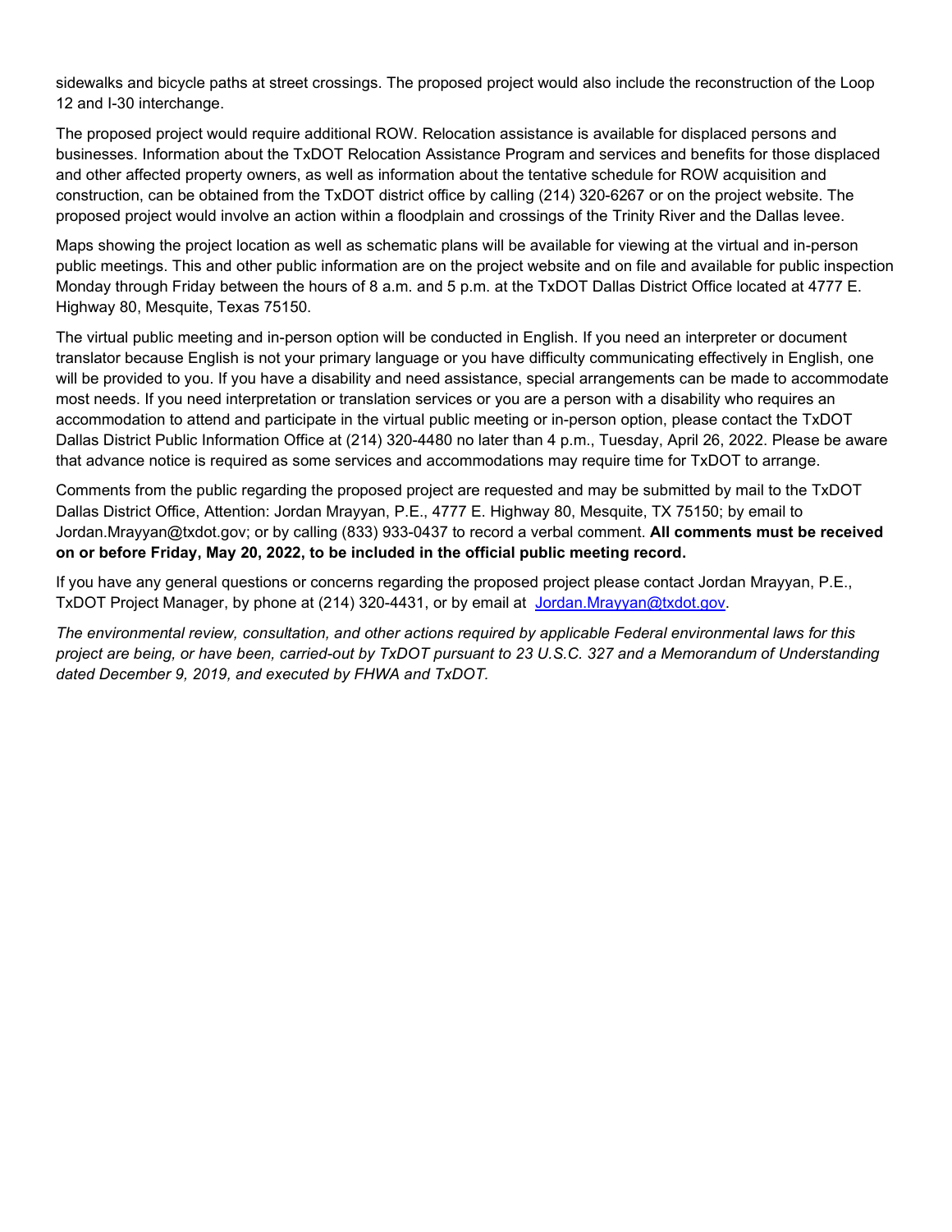sidewalks and bicycle paths at street crossings. The proposed project would also include the reconstruction of the Loop 12 and I-30 interchange.

The proposed project would require additional ROW. Relocation assistance is available for displaced persons and businesses. Information about the TxDOT Relocation Assistance Program and services and benefits for those displaced and other affected property owners, as well as information about the tentative schedule for ROW acquisition and construction, can be obtained from the TxDOT district office by calling (214) 320-6267 or on the project website. The proposed project would involve an action within a floodplain and crossings of the Trinity River and the Dallas levee.

Maps showing the project location as well as schematic plans will be available for viewing at the virtual and in-person public meetings. This and other public information are on the project website and on file and available for public inspection Monday through Friday between the hours of 8 a.m. and 5 p.m. at the TxDOT Dallas District Office located at 4777 E. Highway 80, Mesquite, Texas 75150.

The virtual public meeting and in-person option will be conducted in English. If you need an interpreter or document translator because English is not your primary language or you have difficulty communicating effectively in English, one will be provided to you. If you have a disability and need assistance, special arrangements can be made to accommodate most needs. If you need interpretation or translation services or you are a person with a disability who requires an accommodation to attend and participate in the virtual public meeting or in-person option, please contact the TxDOT Dallas District Public Information Office at (214) 320-4480 no later than 4 p.m., Tuesday, April 26, 2022. Please be aware that advance notice is required as some services and accommodations may require time for TxDOT to arrange.

Comments from the public regarding the proposed project are requested and may be submitted by mail to the TxDOT Dallas District Office, Attention: Jordan Mrayyan, P.E., 4777 E. Highway 80, Mesquite, TX 75150; by email to Jordan.Mrayyan@txdot.gov; or by calling (833) 933-0437 to record a verbal comment. **All comments must be received on or before Friday, May 20, 2022, to be included in the official public meeting record.**

If you have any general questions or concerns regarding the proposed project please contact Jordan Mrayyan, P.E., TxDOT Project Manager, by phone at (214) 320-4431, or by email at [Jordan.Mrayyan@txdot.gov](mailto:Jordan.Mrayyan@txdot.gov).

*The environmental review, consultation, and other actions required by applicable Federal environmental laws for this project are being, or have been, carried-out by TxDOT pursuant to 23 U.S.C. 327 and a Memorandum of Understanding dated December 9, 2019, and executed by FHWA and TxDOT.*